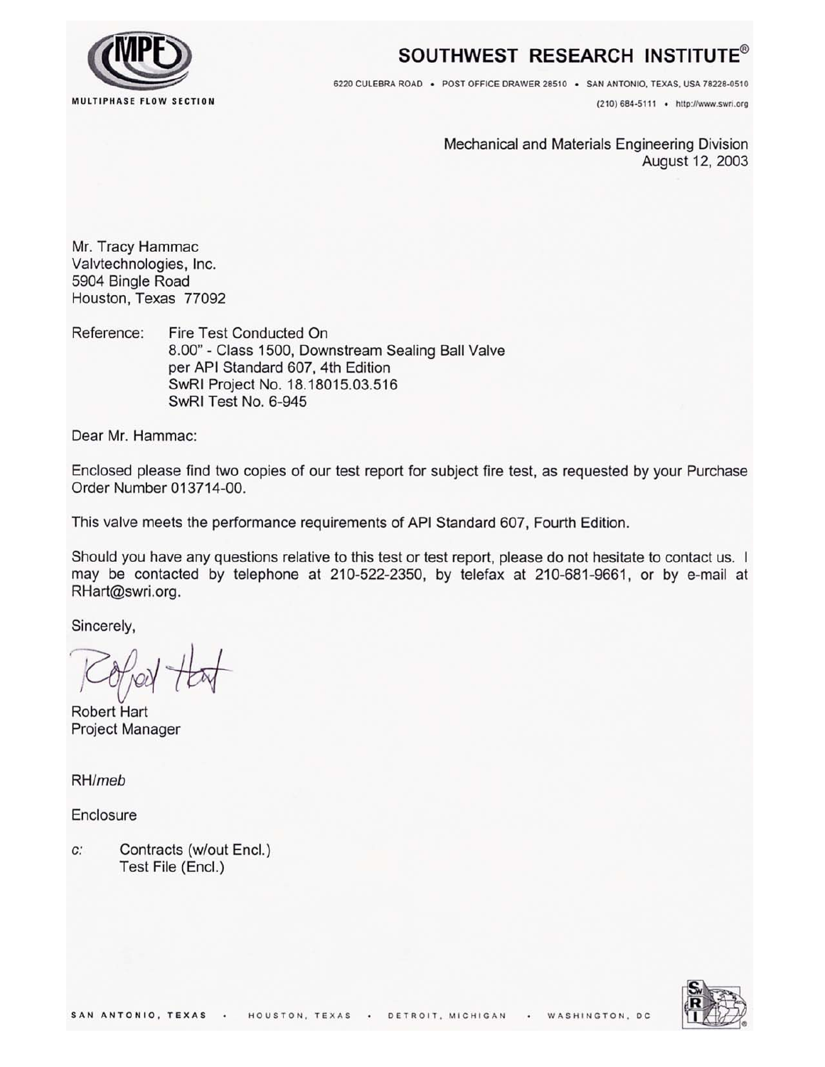MULTIPHASE FLOW SECTION

# SOUTHWEST RESEARCH INSTITUTE®

6220 CULEBRA ROAD • POST OFFICE DRAWER 28510 • SAN ANTONIO, TEXAS, USA 78228-0510

(210) 684-5111 • http://www.swri.org

Mechanical and Materials Engineering Division
August 12, 2003

Mr. Tracy Hammac
Valvtechnologies, Inc.
5904 Bingle Road
Houston, Texas 77092

Reference: Fire Test Conducted On
8.00" - Class 1500, Downstream Sealing Ball Valve
per API Standard 607, 4th Edition
SwRI Project No. 18.18015.03.516
SwRI Test No. 6-945

Dear Mr. Hammac:

Enclosed please find two copies of our test report for subject fire test, as requested by your Purchase Order Number 013714-00.

This valve meets the performance requirements of API Standard 607, Fourth Edition.

Should you have any questions relative to this test or test report, please do not hesitate to contact us. I may be contacted by telephone at 210-522-2350, by telefax at 210-681-9661, or by e-mail at RHart@swri.org.

Sincerely,

Robert Hart
Project Manager

RH/*meb*

Enclosure

*c:* Contracts (w/out Encl.)
Test File (Encl.)

SAN ANTONIO, TEXAS • HOUSTON, TEXAS • DETROIT, MICHIGAN • WASHINGTON, DC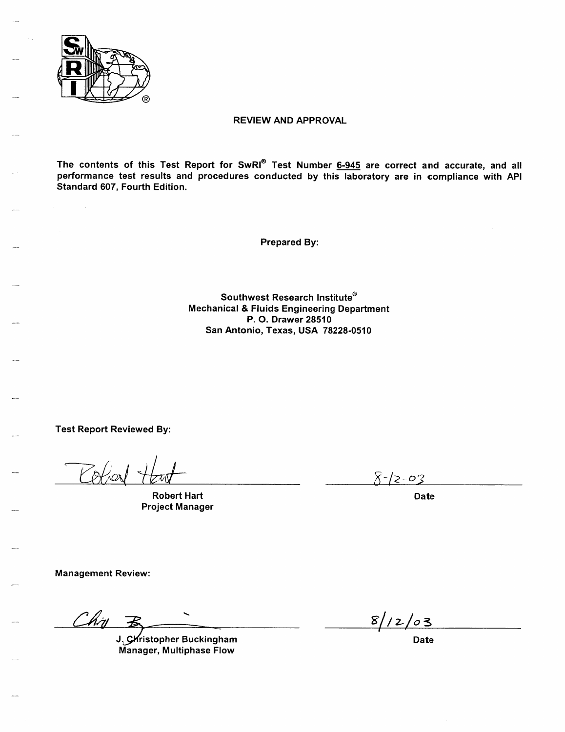## REVIEW AND APPROVAL

**The contents of this Test Report for SwRI® Test Number 6-945 are correct and accurate, and all performance test results and procedures conducted by this laboratory are in compliance with API Standard 607, Fourth Edition.**

**Prepared By:**

**Southwest Research Institute®**
**Mechanical & Fluids Engineering Department**
**P. O. Drawer 28510**
**San Antonio, Texas, USA 78228-0510**

**Test Report Reviewed By:**

Robert Hart — 8-12-03

**Robert Hart**
**Project Manager**

**Date**

**Management Review:**

Chris B — 8/12/03

**J. Christopher Buckingham**
**Manager, Multiphase Flow**

**Date**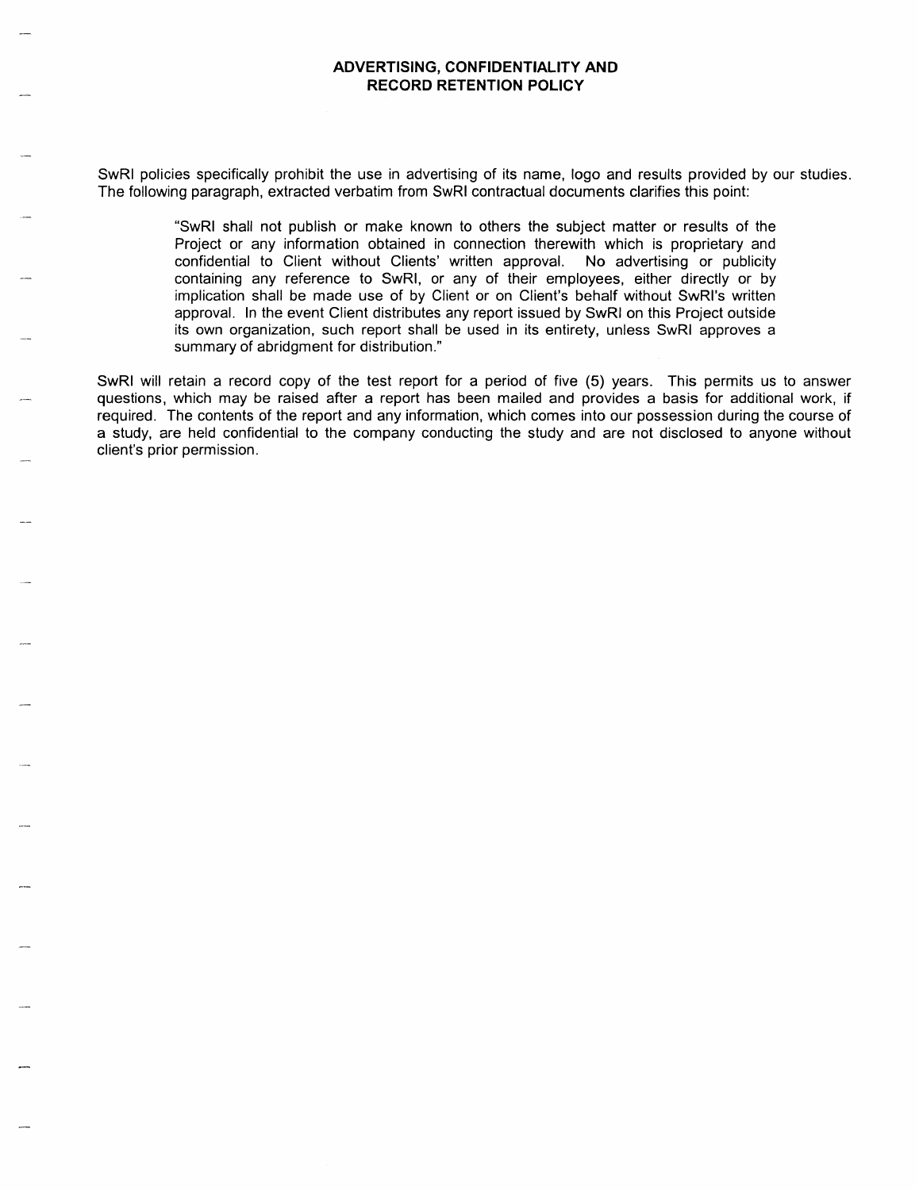## ADVERTISING, CONFIDENTIALITY AND RECORD RETENTION POLICY

SwRI policies specifically prohibit the use in advertising of its name, logo and results provided by our studies. The following paragraph, extracted verbatim from SwRI contractual documents clarifies this point:

> "SwRI shall not publish or make known to others the subject matter or results of the Project or any information obtained in connection therewith which is proprietary and confidential to Client without Clients' written approval. No advertising or publicity containing any reference to SwRI, or any of their employees, either directly or by implication shall be made use of by Client or on Client's behalf without SwRI's written approval. In the event Client distributes any report issued by SwRI on this Project outside its own organization, such report shall be used in its entirety, unless SwRI approves a summary of abridgment for distribution."

SwRI will retain a record copy of the test report for a period of five (5) years. This permits us to answer questions, which may be raised after a report has been mailed and provides a basis for additional work, if required. The contents of the report and any information, which comes into our possession during the course of a study, are held confidential to the company conducting the study and are not disclosed to anyone without client's prior permission.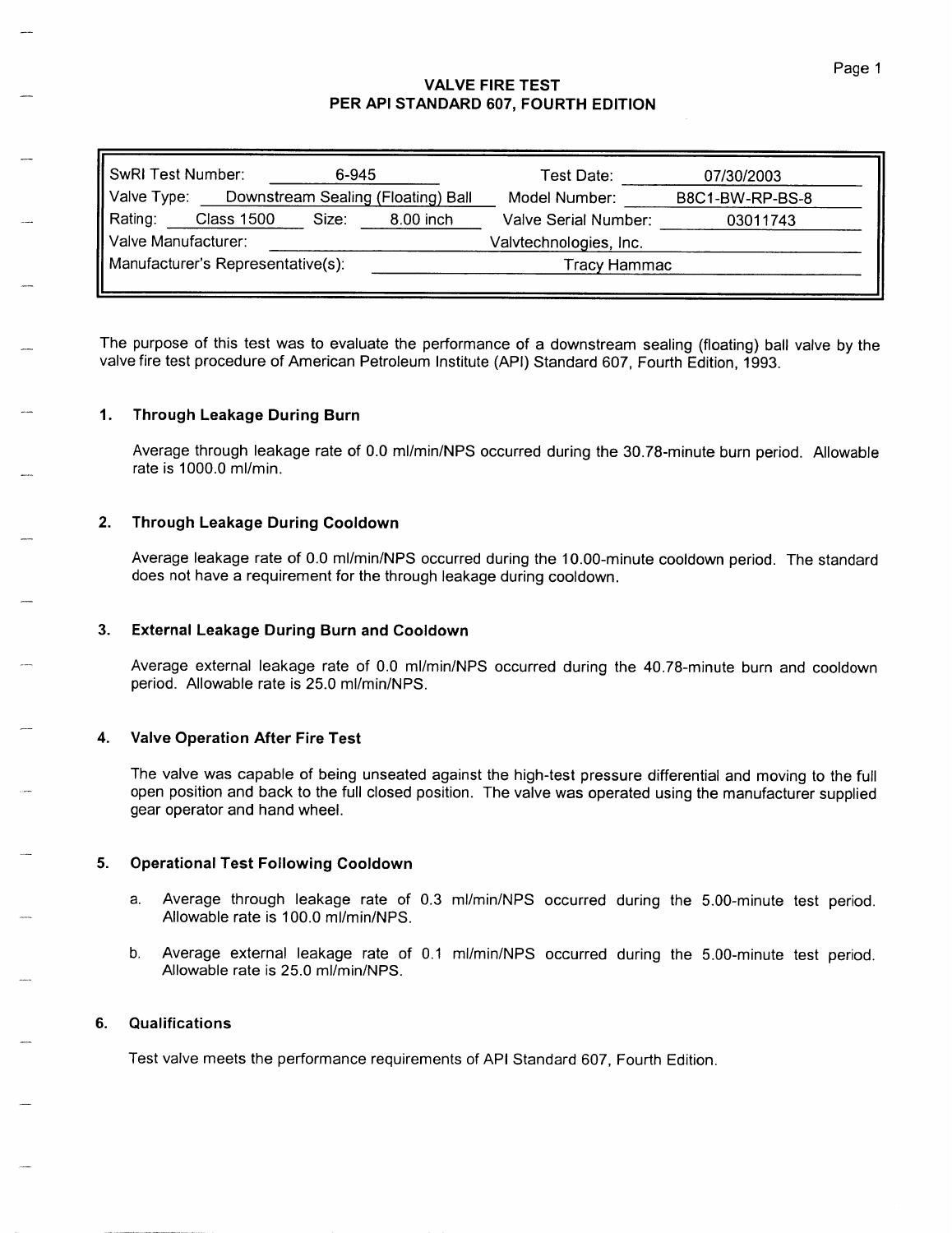# VALVE FIRE TEST
## PER API STANDARD 607, FOURTH EDITION

| | | | |
|---|---|---|---|
| SwRI Test Number: | 6-945 | Test Date: | 07/30/2003 |
| Valve Type: | Downstream Sealing (Floating) Ball | Model Number: | B8C1-BW-RP-BS-8 |
| Rating: Class 1500 | Size: 8.00 inch | Valve Serial Number: | 03011743 |
| Valve Manufacturer: | | Valvtechnologies, Inc. | |
| Manufacturer's Representative(s): | | Tracy Hammac | |

The purpose of this test was to evaluate the performance of a downstream sealing (floating) ball valve by the valve fire test procedure of American Petroleum Institute (API) Standard 607, Fourth Edition, 1993.

### 1. Through Leakage During Burn

Average through leakage rate of 0.0 ml/min/NPS occurred during the 30.78-minute burn period. Allowable rate is 1000.0 ml/min.

### 2. Through Leakage During Cooldown

Average leakage rate of 0.0 ml/min/NPS occurred during the 10.00-minute cooldown period. The standard does not have a requirement for the through leakage during cooldown.

### 3. External Leakage During Burn and Cooldown

Average external leakage rate of 0.0 ml/min/NPS occurred during the 40.78-minute burn and cooldown period. Allowable rate is 25.0 ml/min/NPS.

### 4. Valve Operation After Fire Test

The valve was capable of being unseated against the high-test pressure differential and moving to the full open position and back to the full closed position. The valve was operated using the manufacturer supplied gear operator and hand wheel.

### 5. Operational Test Following Cooldown

a. Average through leakage rate of 0.3 ml/min/NPS occurred during the 5.00-minute test period. Allowable rate is 100.0 ml/min/NPS.

b. Average external leakage rate of 0.1 ml/min/NPS occurred during the 5.00-minute test period. Allowable rate is 25.0 ml/min/NPS.

### 6. Qualifications

Test valve meets the performance requirements of API Standard 607, Fourth Edition.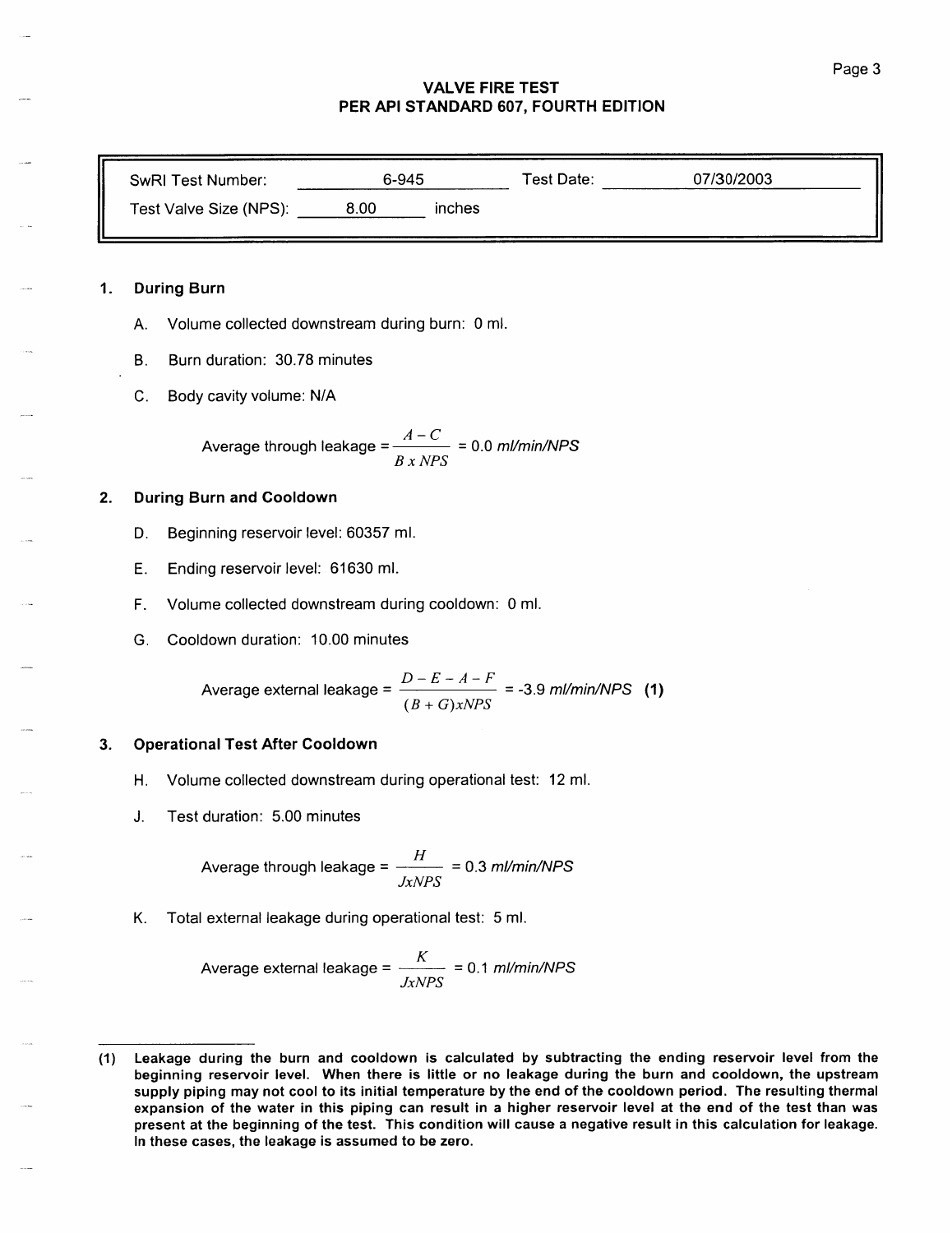## VALVE FIRE TEST
## PER API STANDARD 607, FOURTH EDITION

| SwRI Test Number: | 6-945 | Test Date: | 07/30/2003 |
|---|---|---|---|
| Test Valve Size (NPS): | 8.00 inches | | |

### 1. During Burn

A. Volume collected downstream during burn: 0 ml.

B. Burn duration: 30.78 minutes

C. Body cavity volume: N/A

$$\text{Average through leakage} = \frac{A - C}{B \, x \, NPS} = 0.0 \; ml/min/NPS$$

### 2. During Burn and Cooldown

D. Beginning reservoir level: 60357 ml.

E. Ending reservoir level: 61630 ml.

F. Volume collected downstream during cooldown: 0 ml.

G. Cooldown duration: 10.00 minutes

$$\text{Average external leakage} = \frac{D - E - A - F}{(B + G)xNPS} = -3.9 \; ml/min/NPS \quad \textbf{(1)}$$

### 3. Operational Test After Cooldown

H. Volume collected downstream during operational test: 12 ml.

J. Test duration: 5.00 minutes

$$\text{Average through leakage} = \frac{H}{JxNPS} = 0.3 \; ml/min/NPS$$

K. Total external leakage during operational test: 5 ml.

$$\text{Average external leakage} = \frac{K}{JxNPS} = 0.1 \; ml/min/NPS$$

---

**(1) Leakage during the burn and cooldown is calculated by subtracting the ending reservoir level from the beginning reservoir level. When there is little or no leakage during the burn and cooldown, the upstream supply piping may not cool to its initial temperature by the end of the cooldown period. The resulting thermal expansion of the water in this piping can result in a higher reservoir level at the end of the test than was present at the beginning of the test. This condition will cause a negative result in this calculation for leakage. In these cases, the leakage is assumed to be zero.**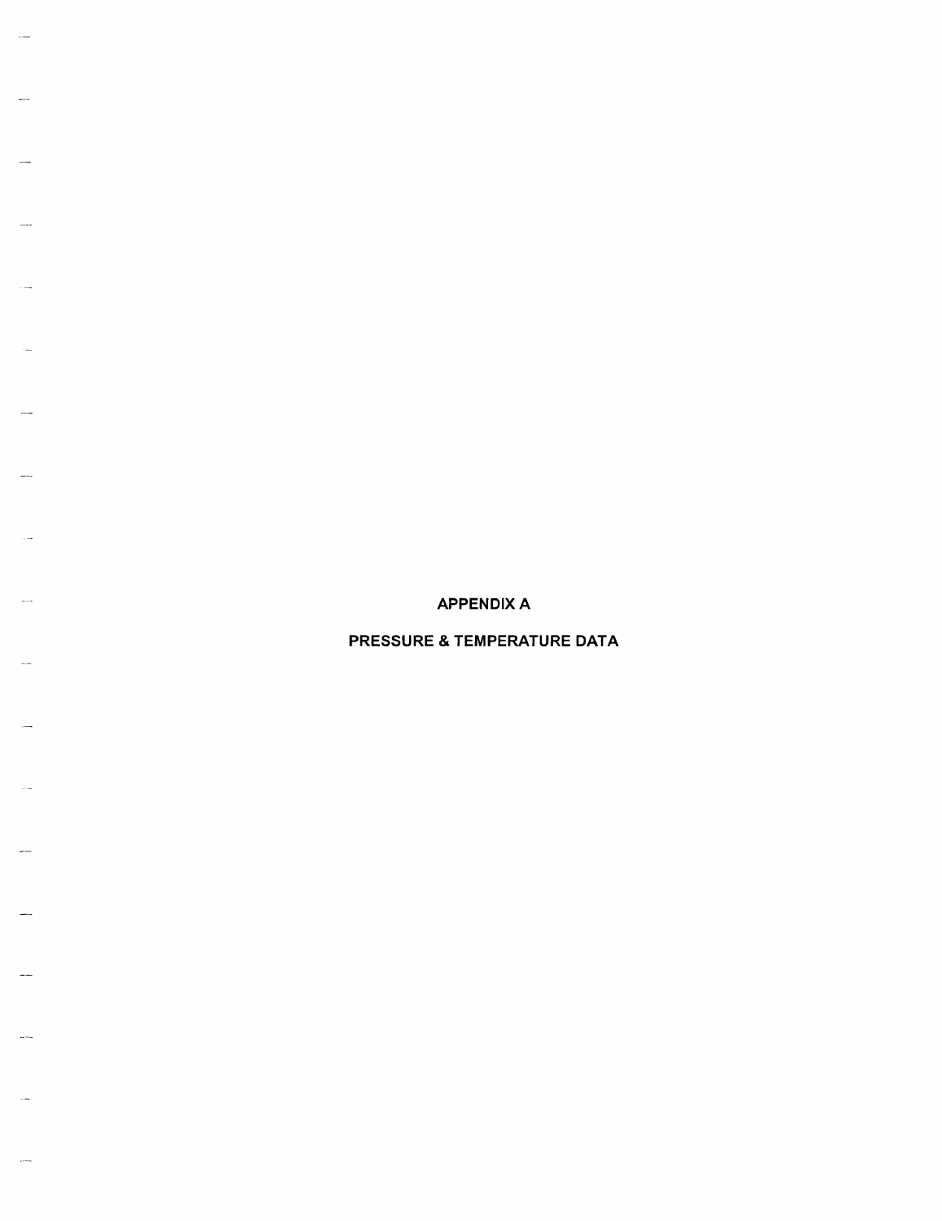# APPENDIX A

## PRESSURE & TEMPERATURE DATA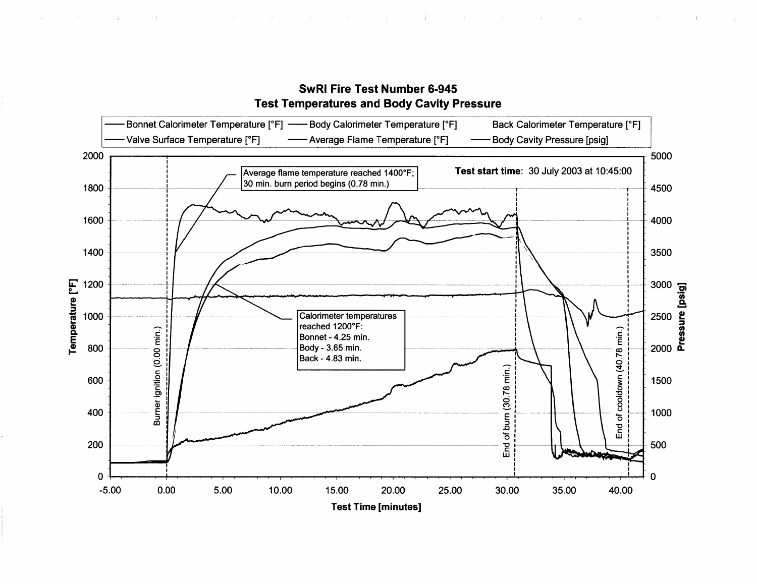## SwRI Fire Test Number 6-945
## Test Temperatures and Body Cavity Pressure

Legend:
- Bonnet Calorimeter Temperature [°F]
- Body Calorimeter Temperature [°F]
- Back Calorimeter Temperature [°F]
- Valve Surface Temperature [°F]
- Average Flame Temperature [°F]
- Body Cavity Pressure [psig]

**Test start time:** 30 July 2003 at 10:45:00

Average flame temperature reached 1400°F; 30 min. burn period begins (0.78 min.)

Calorimeter temperatures reached 1200°F:
Bonnet - 4.25 min.
Body - 3.65 min.
Back - 4.83 min.

Burner ignition (0.00 min.)

End of burn (30.78 min.)

End of cooldown (40.78 min.)

Temperature [°F] (0–2000)

Pressure [psig] (0–5000)

Test Time [minutes] (-5.00 to 40.00)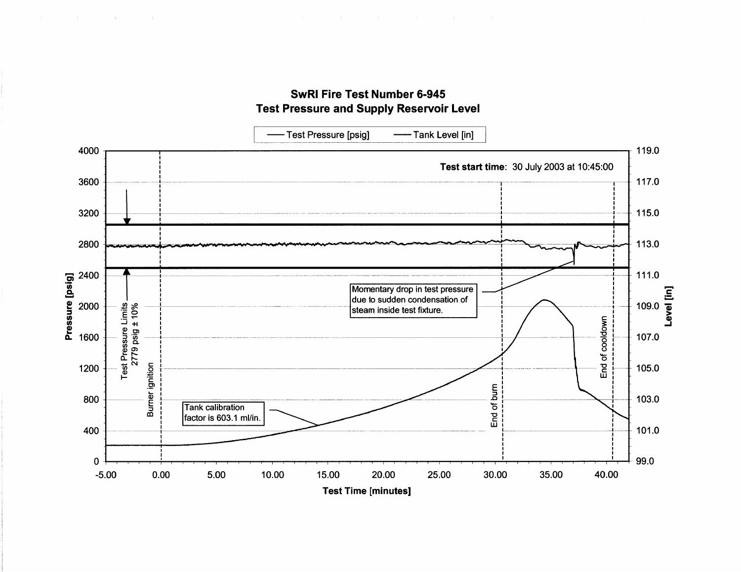## SwRI Fire Test Number 6-945
## Test Pressure and Supply Reservoir Level

— Test Pressure [psig] — Tank Level [in]

**Test start time**: 30 July 2003 at 10:45:00

Test Pressure Limits 2779 psig ± 10%

Burner ignition

End of burn

End of cooldown

Momentary drop in test pressure due to sudden condensation of steam inside test fixture.

Tank calibration factor is 603.1 ml/in.

Pressure [psig]: 0, 400, 800, 1200, 1600, 2000, 2400, 2800, 3200, 3600, 4000

Level [in]: 99.0, 101.0, 103.0, 105.0, 107.0, 109.0, 111.0, 113.0, 115.0, 117.0, 119.0

Test Time [minutes]: -5.00, 0.00, 5.00, 10.00, 15.00, 20.00, 25.00, 30.00, 35.00, 40.00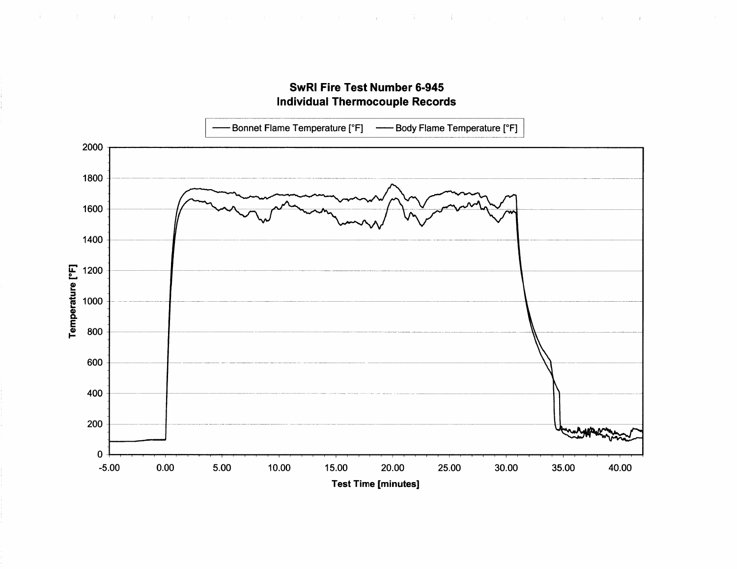**SwRI Fire Test Number 6-945**
**Individual Thermocouple Records**

— Bonnet Flame Temperature [°F] — Body Flame Temperature [°F]

Temperature [°F]: 0, 200, 400, 600, 800, 1000, 1200, 1400, 1600, 1800, 2000

Test Time [minutes]: -5.00, 0.00, 5.00, 10.00, 15.00, 20.00, 25.00, 30.00, 35.00, 40.00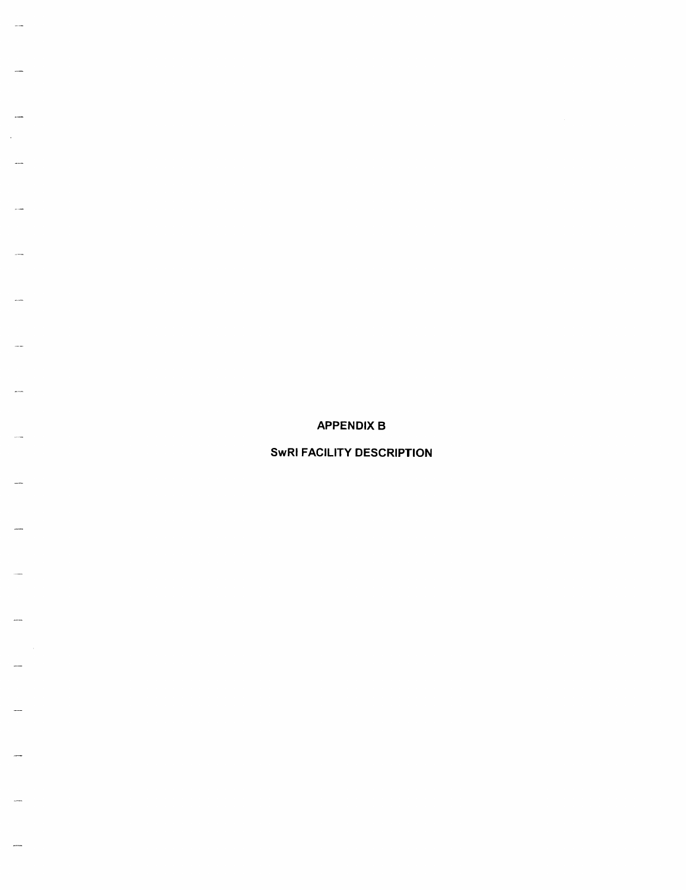# APPENDIX B

## SwRI FACILITY DESCRIPTION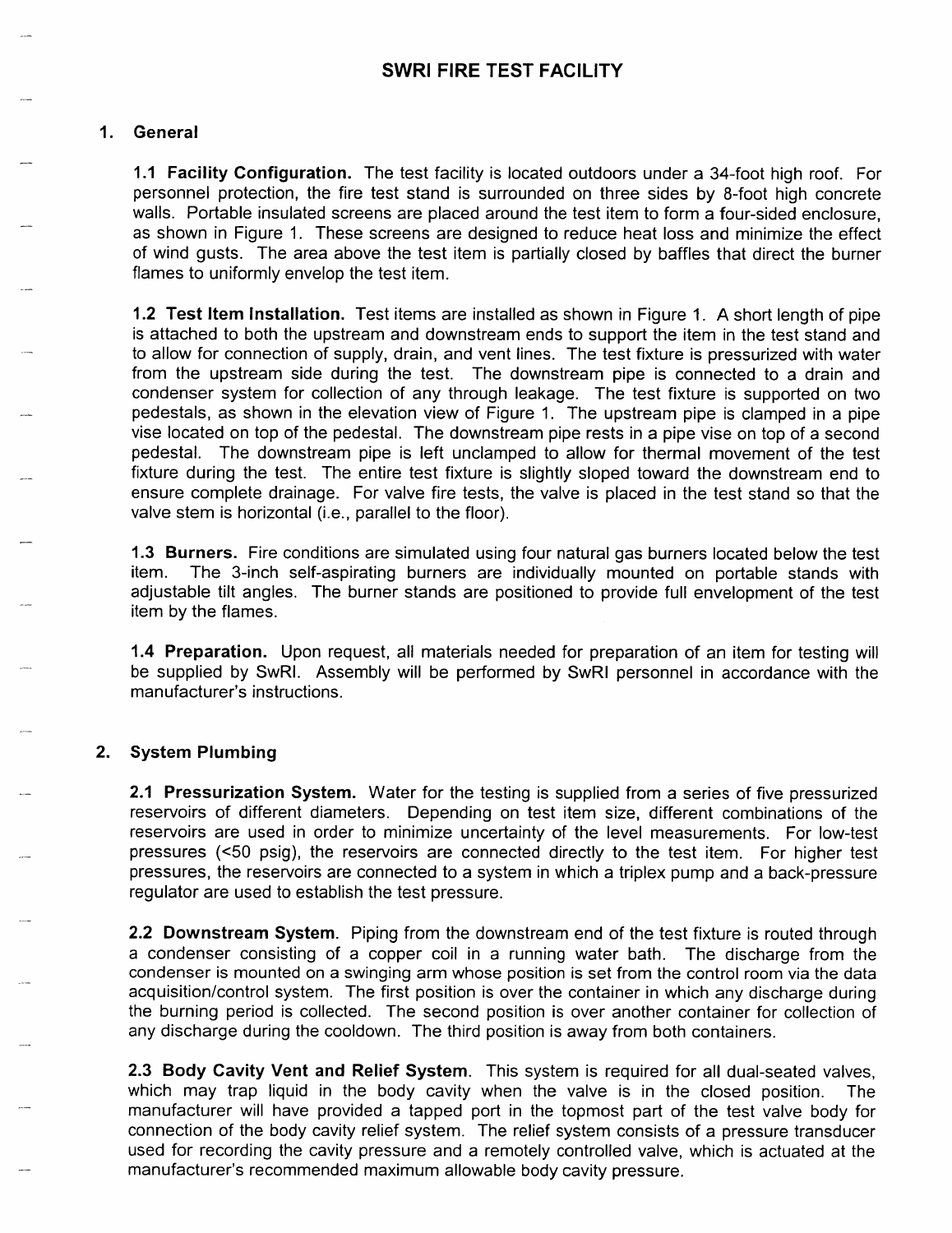# SWRI FIRE TEST FACILITY

## 1. General

**1.1 Facility Configuration.** The test facility is located outdoors under a 34-foot high roof. For personnel protection, the fire test stand is surrounded on three sides by 8-foot high concrete walls. Portable insulated screens are placed around the test item to form a four-sided enclosure, as shown in Figure 1. These screens are designed to reduce heat loss and minimize the effect of wind gusts. The area above the test item is partially closed by baffles that direct the burner flames to uniformly envelop the test item.

**1.2 Test Item Installation.** Test items are installed as shown in Figure 1. A short length of pipe is attached to both the upstream and downstream ends to support the item in the test stand and to allow for connection of supply, drain, and vent lines. The test fixture is pressurized with water from the upstream side during the test. The downstream pipe is connected to a drain and condenser system for collection of any through leakage. The test fixture is supported on two pedestals, as shown in the elevation view of Figure 1. The upstream pipe is clamped in a pipe vise located on top of the pedestal. The downstream pipe rests in a pipe vise on top of a second pedestal. The downstream pipe is left unclamped to allow for thermal movement of the test fixture during the test. The entire test fixture is slightly sloped toward the downstream end to ensure complete drainage. For valve fire tests, the valve is placed in the test stand so that the valve stem is horizontal (i.e., parallel to the floor).

**1.3 Burners.** Fire conditions are simulated using four natural gas burners located below the test item. The 3-inch self-aspirating burners are individually mounted on portable stands with adjustable tilt angles. The burner stands are positioned to provide full envelopment of the test item by the flames.

**1.4 Preparation.** Upon request, all materials needed for preparation of an item for testing will be supplied by SwRI. Assembly will be performed by SwRI personnel in accordance with the manufacturer's instructions.

## 2. System Plumbing

**2.1 Pressurization System.** Water for the testing is supplied from a series of five pressurized reservoirs of different diameters. Depending on test item size, different combinations of the reservoirs are used in order to minimize uncertainty of the level measurements. For low-test pressures (<50 psig), the reservoirs are connected directly to the test item. For higher test pressures, the reservoirs are connected to a system in which a triplex pump and a back-pressure regulator are used to establish the test pressure.

**2.2 Downstream System.** Piping from the downstream end of the test fixture is routed through a condenser consisting of a copper coil in a running water bath. The discharge from the condenser is mounted on a swinging arm whose position is set from the control room via the data acquisition/control system. The first position is over the container in which any discharge during the burning period is collected. The second position is over another container for collection of any discharge during the cooldown. The third position is away from both containers.

**2.3 Body Cavity Vent and Relief System.** This system is required for all dual-seated valves, which may trap liquid in the body cavity when the valve is in the closed position. The manufacturer will have provided a tapped port in the topmost part of the test valve body for connection of the body cavity relief system. The relief system consists of a pressure transducer used for recording the cavity pressure and a remotely controlled valve, which is actuated at the manufacturer's recommended maximum allowable body cavity pressure.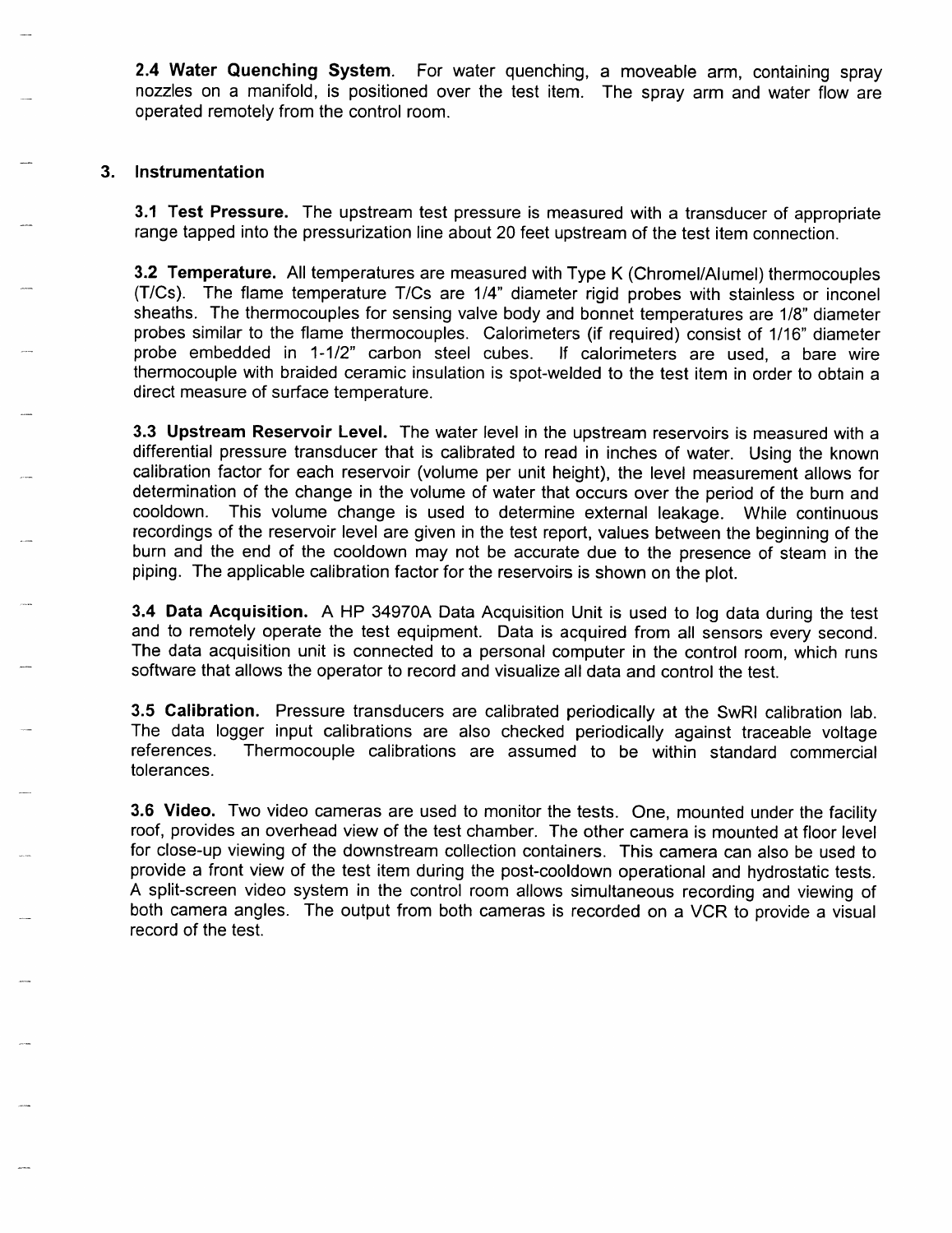**2.4 Water Quenching System.** For water quenching, a moveable arm, containing spray nozzles on a manifold, is positioned over the test item. The spray arm and water flow are operated remotely from the control room.

## 3. Instrumentation

**3.1 Test Pressure.** The upstream test pressure is measured with a transducer of appropriate range tapped into the pressurization line about 20 feet upstream of the test item connection.

**3.2 Temperature.** All temperatures are measured with Type K (Chromel/Alumel) thermocouples (T/Cs). The flame temperature T/Cs are 1/4" diameter rigid probes with stainless or inconel sheaths. The thermocouples for sensing valve body and bonnet temperatures are 1/8" diameter probes similar to the flame thermocouples. Calorimeters (if required) consist of 1/16" diameter probe embedded in 1-1/2" carbon steel cubes. If calorimeters are used, a bare wire thermocouple with braided ceramic insulation is spot-welded to the test item in order to obtain a direct measure of surface temperature.

**3.3 Upstream Reservoir Level.** The water level in the upstream reservoirs is measured with a differential pressure transducer that is calibrated to read in inches of water. Using the known calibration factor for each reservoir (volume per unit height), the level measurement allows for determination of the change in the volume of water that occurs over the period of the burn and cooldown. This volume change is used to determine external leakage. While continuous recordings of the reservoir level are given in the test report, values between the beginning of the burn and the end of the cooldown may not be accurate due to the presence of steam in the piping. The applicable calibration factor for the reservoirs is shown on the plot.

**3.4 Data Acquisition.** A HP 34970A Data Acquisition Unit is used to log data during the test and to remotely operate the test equipment. Data is acquired from all sensors every second. The data acquisition unit is connected to a personal computer in the control room, which runs software that allows the operator to record and visualize all data and control the test.

**3.5 Calibration.** Pressure transducers are calibrated periodically at the SwRI calibration lab. The data logger input calibrations are also checked periodically against traceable voltage references. Thermocouple calibrations are assumed to be within standard commercial tolerances.

**3.6 Video.** Two video cameras are used to monitor the tests. One, mounted under the facility roof, provides an overhead view of the test chamber. The other camera is mounted at floor level for close-up viewing of the downstream collection containers. This camera can also be used to provide a front view of the test item during the post-cooldown operational and hydrostatic tests. A split-screen video system in the control room allows simultaneous recording and viewing of both camera angles. The output from both cameras is recorded on a VCR to provide a visual record of the test.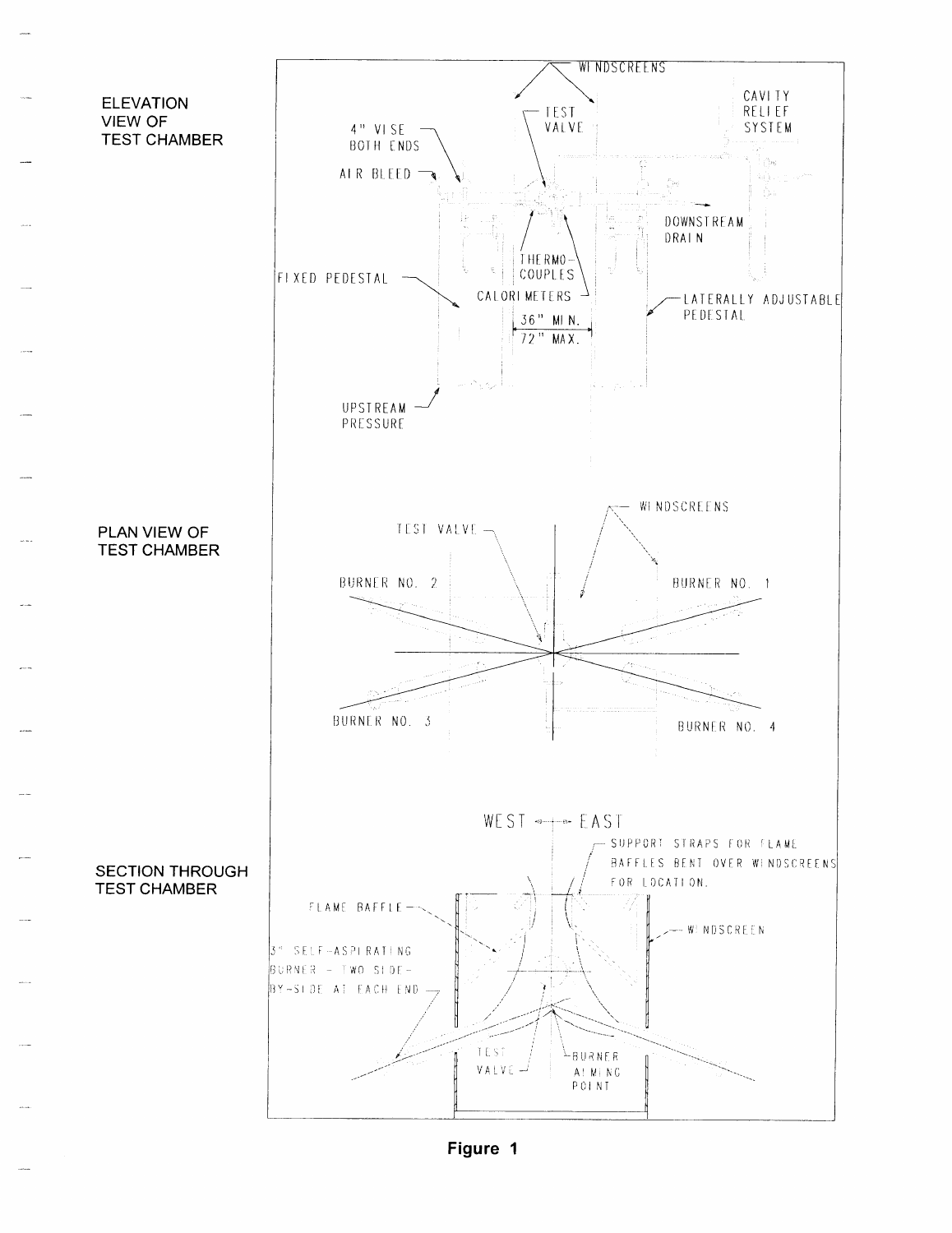ELEVATION VIEW OF TEST CHAMBER

WINDSCREENS

TEST VALVE

CAVITY RELIEF SYSTEM

4" VISE BOTH ENDS

AIR BLEED

DOWNSTREAM DRAIN

THERMO-COUPLES

FIXED PEDESTAL

CALORIMETERS

LATERALLY ADJUSTABLE PEDESTAL

36" MIN.
72" MAX.

UPSTREAM PRESSURE

PLAN VIEW OF TEST CHAMBER

WINDSCREENS

TEST VALVE

BURNER NO. 2

BURNER NO. 1

BURNER NO. 3

BURNER NO. 4

SECTION THROUGH TEST CHAMBER

WEST — EAST

SUPPORT STRAPS FOR FLAME BAFFLES BENT OVER WINDSCREENS FOR LOCATION.

FLAME BAFFLE

WINDSCREEN

3" SELF-ASPIRATING BURNER - TWO SIDE-BY-SIDE AT EACH END

TEST VALVE

BURNER AIMING POINT

**Figure 1**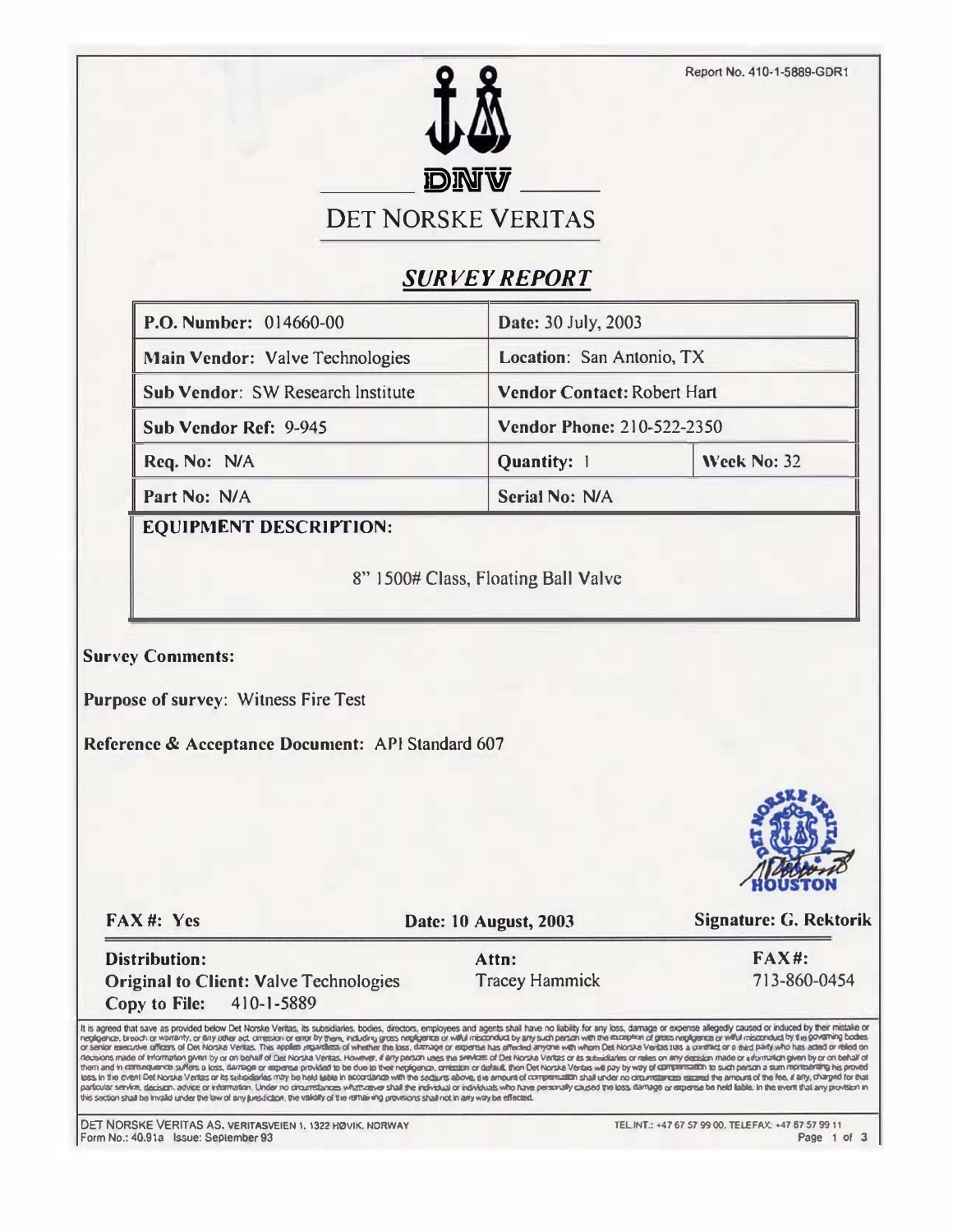Report No. 410-1-5889-GDR1

DNV

# DET NORSKE VERITAS

## *SURVEY REPORT*

| **P.O. Number:** 014660-00 | **Date:** 30 July, 2003 | |
|---|---|---|
| **Main Vendor:** Valve Technologies | **Location:** San Antonio, TX | |
| **Sub Vendor:** SW Research Institute | **Vendor Contact:** Robert Hart | |
| **Sub Vendor Ref:** 9-945 | **Vendor Phone:** 210-522-2350 | |
| **Req. No:** N/A | **Quantity:** 1 | **Week No:** 32 |
| **Part No:** N/A | **Serial No:** N/A | |

**EQUIPMENT DESCRIPTION:**

8" 1500# Class, Floating Ball Valve

**Survey Comments:**

**Purpose of survey:** Witness Fire Test

**Reference & Acceptance Document:** API Standard 607

DET NORSKE VERITAS HOUSTON

| **FAX #:** Yes | **Date: 10 August, 2003** | **Signature: G. Rektorik** |
|---|---|---|
| **Distribution:** | **Attn:** | **FAX#:** |
| **Original to Client:** Valve Technologies | Tracey Hammick | 713-860-0454 |
| **Copy to File:** 410-1-5889 | | |

It is agreed that save as provided below Det Norske Veritas, its subsidiaries, bodies, directors, employees and agents shall have no liability for any loss, damage or expense allegedly caused or induced by their mistake or negligence, breach of warranty, or any other act, omission or error by them, including gross negligence or wilful misconduct by any such person with the exception of gross negligence or wilful misconduct by the governing bodies or senior executive officers of Det Norske Veritas. This applies regardless of whether the loss, damage or expense has affected anyone with whom Det Norske Veritas has a contract or a third party who has acted or relied on decisions made or information given by or on behalf of Det Norske Veritas. However, if any person uses the services of Det Norske Veritas or its subsidiaries or relies on any decision made or information given by or on behalf of them and in consequence suffers a loss, damage or expense proved to be due to their negligence, omission or default, then Det Norske Veritas will pay by way of compensation to such person a sum representing his proved loss. In the event Det Norske Veritas or its subsidiaries may be held liable in accordance with the sections above, the amount of compensation shall under no circumstances exceed the amount of the fee, if any, charged for that particular service, decision, advice or information. Under no circumstances whatsoever shall the individual or individuals who have personally caused the loss, damage or expense be held liable. In the event that any provision in this section shall be invalid under the law of any jurisdiction, the validity of the remaining provisions shall not in any way be effected.

DET NORSKE VERITAS AS, VERITASVEIEN 1, 1322 HØVIK, NORWAY TEL.INT.: +47 67 57 99 00, TELEFAX: +47 67 57 99 11
Form No.: 40.91a Issue: September 93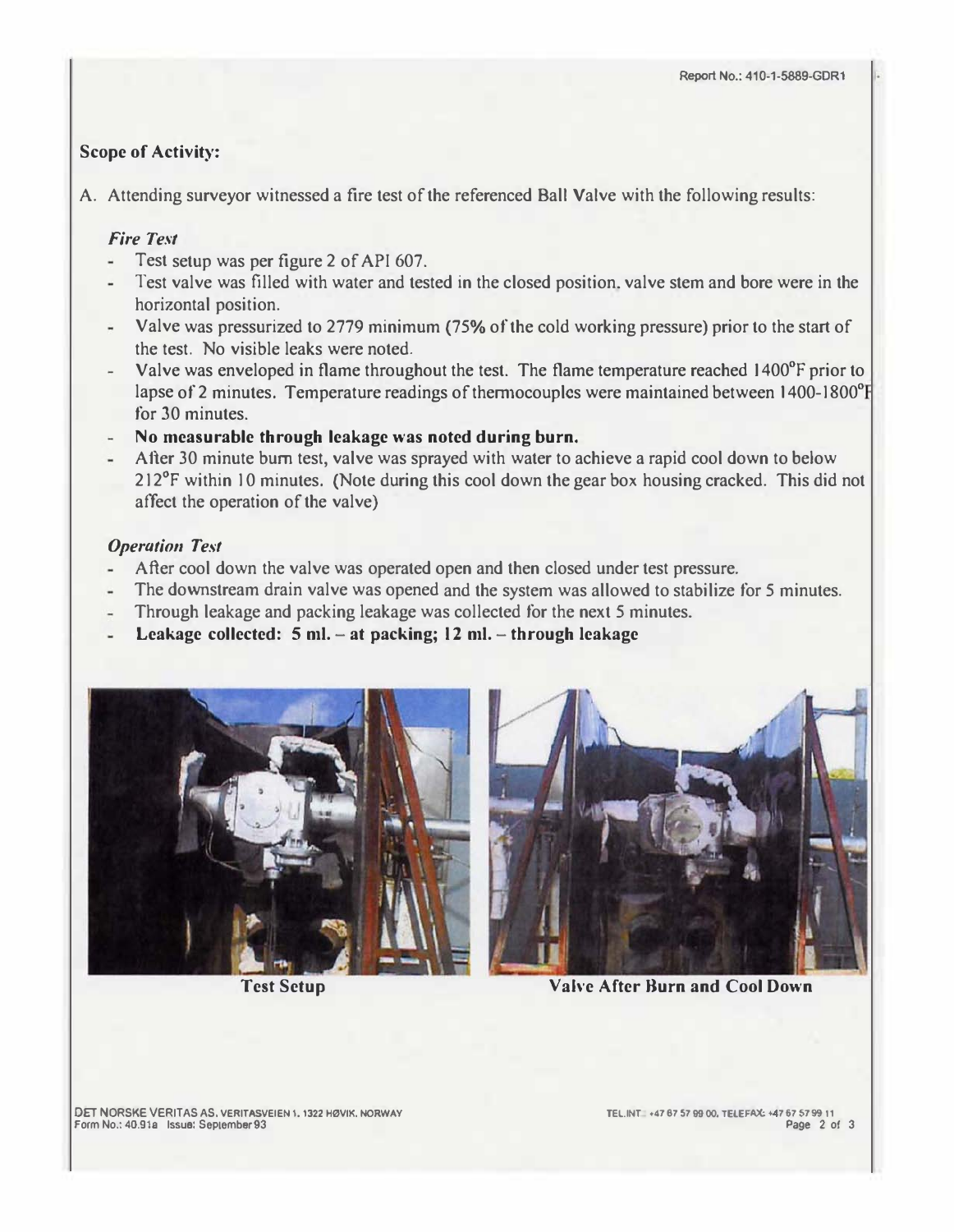**Scope of Activity:**

A. Attending surveyor witnessed a fire test of the referenced Ball Valve with the following results:

*Fire Test*

- Test setup was per figure 2 of API 607.
- Test valve was filled with water and tested in the closed position, valve stem and bore were in the horizontal position.
- Valve was pressurized to 2779 minimum (75% of the cold working pressure) prior to the start of the test. No visible leaks were noted.
- Valve was enveloped in flame throughout the test. The flame temperature reached 1400°F prior to lapse of 2 minutes. Temperature readings of thermocouples were maintained between 1400-1800°F for 30 minutes.
- **No measurable through leakage was noted during burn.**
- After 30 minute burn test, valve was sprayed with water to achieve a rapid cool down to below 212°F within 10 minutes. (Note during this cool down the gear box housing cracked. This did not affect the operation of the valve)

*Operation Test*

- After cool down the valve was operated open and then closed under test pressure.
- The downstream drain valve was opened and the system was allowed to stabilize for 5 minutes.
- Through leakage and packing leakage was collected for the next 5 minutes.
- **Leakage collected: 5 ml. – at packing; 12 ml. – through leakage**

**Test Setup**

**Valve After Burn and Cool Down**

DET NORSKE VERITAS AS, VERITASVEIEN 1, 1322 HØVIK, NORWAY
Form No.: 40.91a Issue: September 93

TEL.INT.: +47 67 57 99 00, TELEFAX: +47 67 57 99 11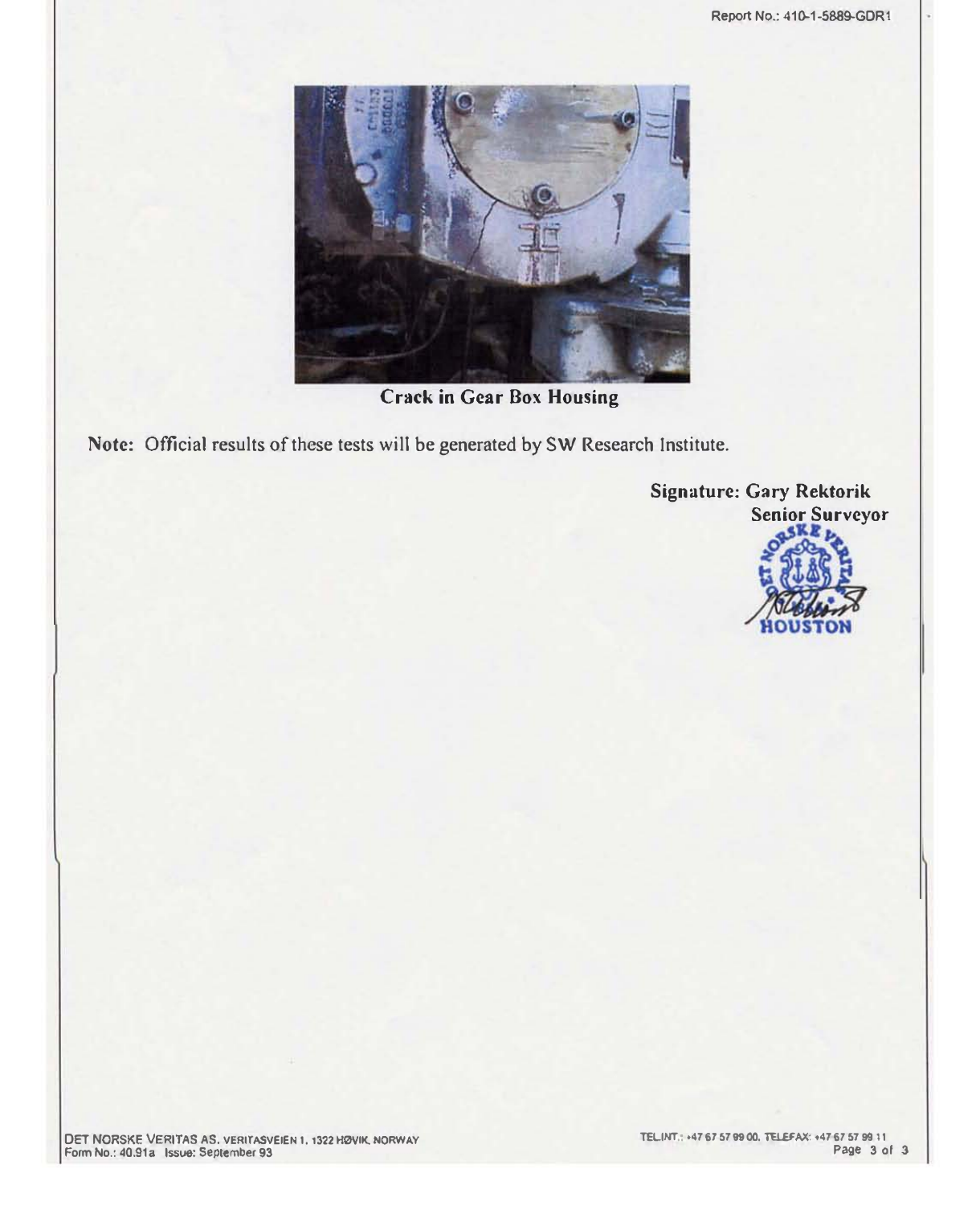Crack in Gear Box Housing

**Note:** Official results of these tests will be generated by SW Research Institute.

**Signature: Gary Rektorik**
**Senior Surveyor**

DET NORSKE VERITAS HOUSTON

DET NORSKE VERITAS AS. VERITASVEIEN 1, 1322 HØVIK, NORWAY
Form No.: 40.91a Issue: September 93

TEL.INT.: +47 67 57 99 00, TELEFAX: +47 67 57 99 11